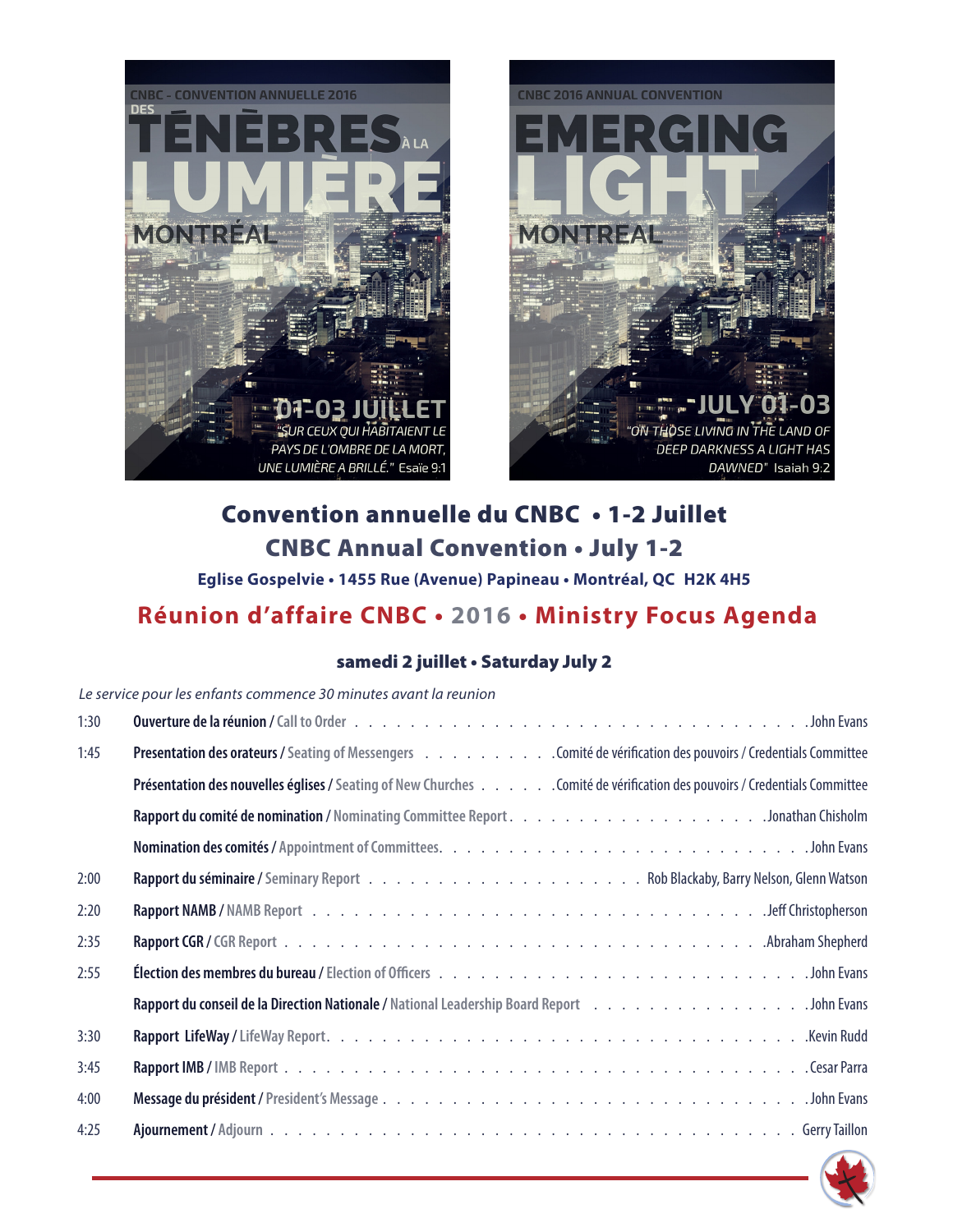CNBC - CONVENTION ANNUELLE 2016

# DES TÉNÈBRES À LA LUMIÈRE

MONTRÉAL

01-03 JUILLET

*"SUR CEUX QUI HABITAIENT LE PAYS DE L'OMBRE DE LA MORT, UNE LUMIÈRE A BRILLÉ."* Esaïe 9:1

CNBC 2016 ANNUAL CONVENTION

# EMERGING LIGHT

MONTREAL

JULY 01-03

*"ON THOSE LIVING IN THE LAND OF DEEP DARKNESS A LIGHT HAS DAWNED"* Isaiah 9:2

## Convention annuelle du CNBC • 1-2 Juillet
## CNBC Annual Convention • July 1-2

**Eglise Gospelvie • 1455 Rue (Avenue) Papineau • Montréal, QC H2K 4H5**

## Réunion d'affaire CNBC • 2016 • Ministry Focus Agenda

### samedi 2 juillet • Saturday July 2

*Le service pour les enfants commence 30 minutes avant la reunion*

| Heure | Point | Responsable |
|---|---|---|
| 1:30 | **Ouverture de la réunion** / Call to Order | John Evans |
| 1:45 | **Presentation des orateurs** / Seating of Messengers | Comité de vérification des pouvoirs / Credentials Committee |
| | **Présentation des nouvelles églises** / Seating of New Churches | Comité de vérification des pouvoirs / Credentials Committee |
| | **Rapport du comité de nomination** / Nominating Committee Report | Jonathan Chisholm |
| | **Nomination des comités** / Appointment of Committees | John Evans |
| 2:00 | **Rapport du séminaire** / Seminary Report | Rob Blackaby, Barry Nelson, Glenn Watson |
| 2:20 | **Rapport NAMB** / NAMB Report | Jeff Christopherson |
| 2:35 | **Rapport CGR** / CGR Report | Abraham Shepherd |
| 2:55 | **Élection des membres du bureau** / Election of Officers | John Evans |
| | **Rapport du conseil de la Direction Nationale** / National Leadership Board Report | John Evans |
| 3:30 | **Rapport LifeWay** / LifeWay Report | Kevin Rudd |
| 3:45 | **Rapport IMB** / IMB Report | Cesar Parra |
| 4:00 | **Message du président** / President's Message | John Evans |
| 4:25 | **Ajournement** / Adjourn | Gerry Taillon |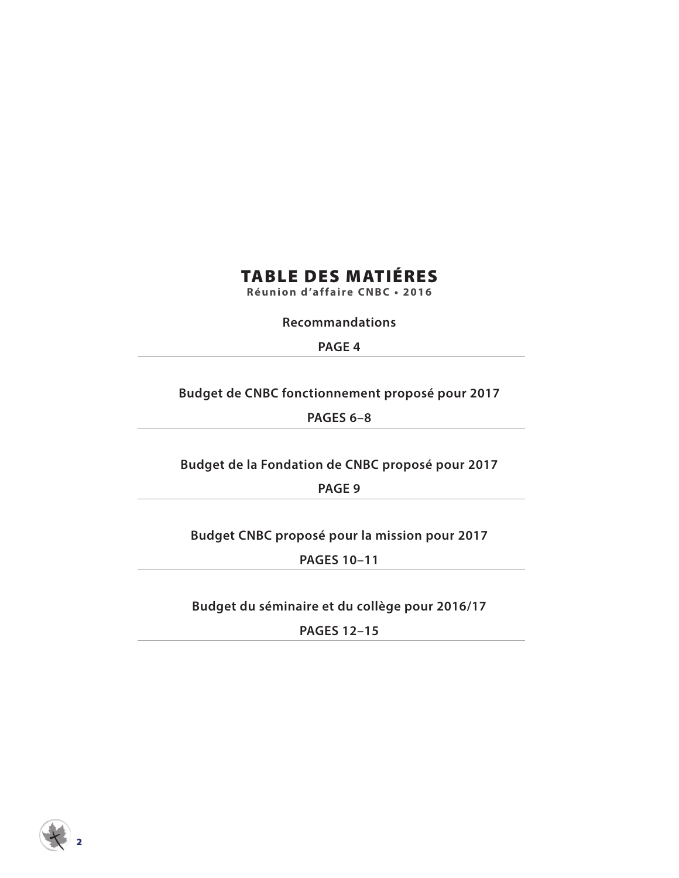# TABLE DES MATIÉRES

**Réunion d’affaire CNBC • 2016**

**Recommandations**

**PAGE 4**

---

**Budget de CNBC fonctionnement proposé pour 2017**

**PAGES 6–8**

---

**Budget de la Fondation de CNBC proposé pour 2017**

**PAGE 9**

---

**Budget CNBC proposé pour la mission pour 2017**

**PAGES 10–11**

---

**Budget du séminaire et du collège pour 2016/17**

**PAGES 12–15**

---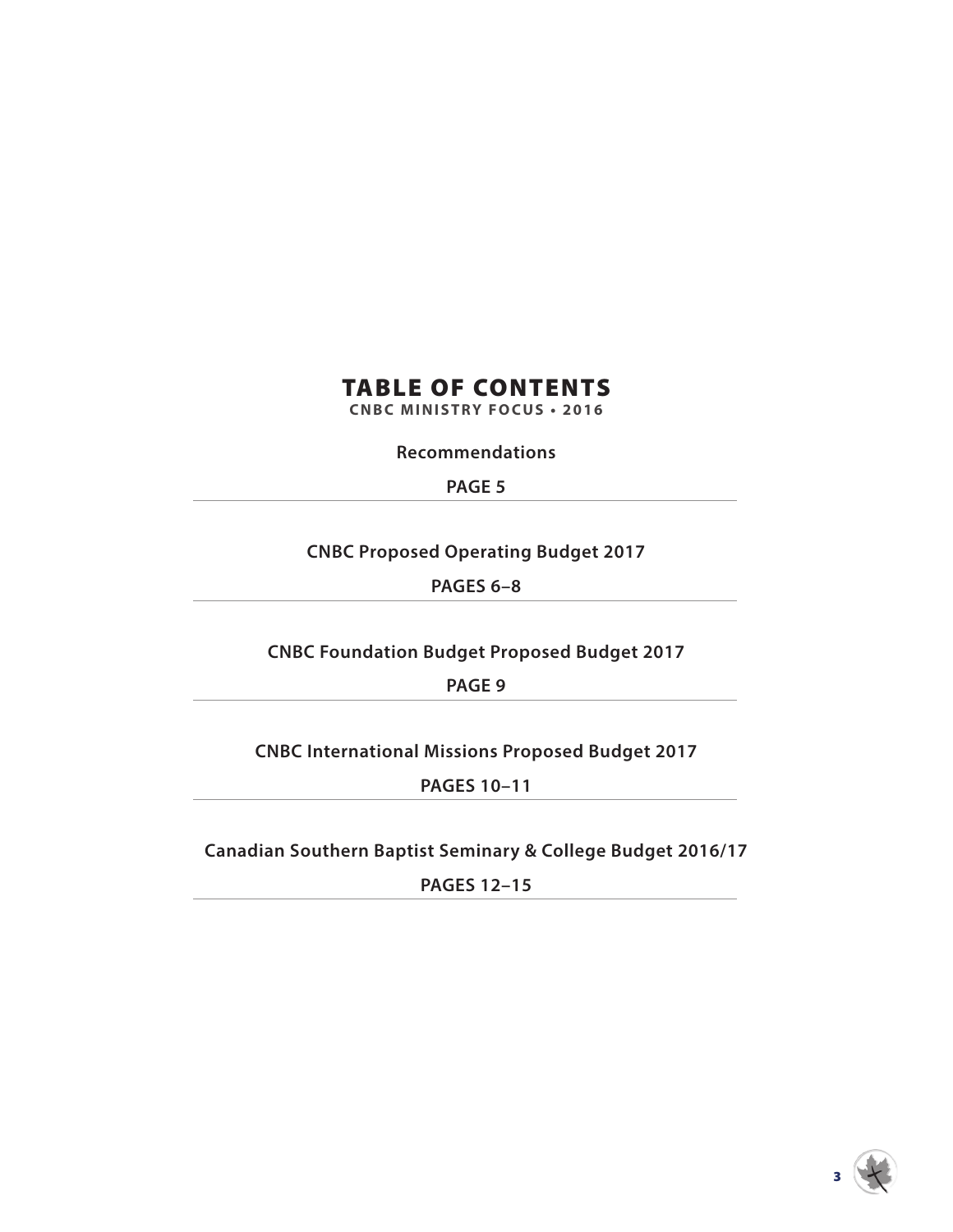# TABLE OF CONTENTS

**CNBC MINISTRY FOCUS • 2016**

**Recommendations**

**PAGE 5**

---

**CNBC Proposed Operating Budget 2017**

**PAGES 6–8**

---

**CNBC Foundation Budget Proposed Budget 2017**

**PAGE 9**

---

**CNBC International Missions Proposed Budget 2017**

**PAGES 10–11**

---

**Canadian Southern Baptist Seminary & College Budget 2016/17**

**PAGES 12–15**

---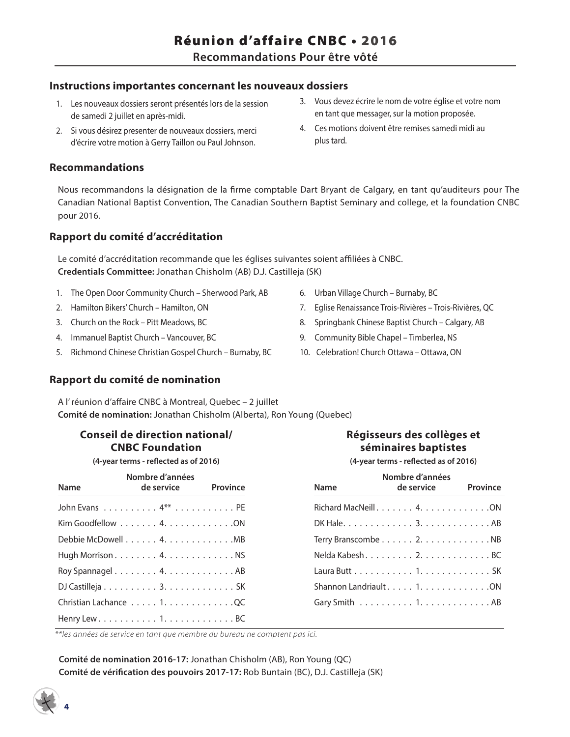# Réunion d'affaire CNBC • 2016

## Recommandations Pour être vôté

### Instructions importantes concernant les nouveaux dossiers

1. Les nouveaux dossiers seront présentés lors de la session de samedi 2 juillet en après-midi.
2. Si vous désirez presenter de nouveaux dossiers, merci d'écrire votre motion à Gerry Taillon ou Paul Johnson.
3. Vous devez écrire le nom de votre église et votre nom en tant que messager, sur la motion proposée.
4. Ces motions doivent être remises samedi midi au plus tard.

### Recommandations

Nous recommandons la désignation de la firme comptable Dart Bryant de Calgary, en tant qu'auditeurs pour The Canadian National Baptist Convention, The Canadian Southern Baptist Seminary and college, et la foundation CNBC pour 2016.

### Rapport du comité d'accréditation

Le comité d'accréditation recommande que les églises suivantes soient affiliées à CNBC.
**Credentials Committee:** Jonathan Chisholm (AB) D.J. Castilleja (SK)

1. The Open Door Community Church – Sherwood Park, AB
2. Hamilton Bikers' Church – Hamilton, ON
3. Church on the Rock – Pitt Meadows, BC
4. Immanuel Baptist Church – Vancouver, BC
5. Richmond Chinese Christian Gospel Church – Burnaby, BC
6. Urban Village Church – Burnaby, BC
7. Eglise Renaissance Trois-Rivières – Trois-Rivières, QC
8. Springbank Chinese Baptist Church – Calgary, AB
9. Community Bible Chapel – Timberlea, NS
10. Celebration! Church Ottawa – Ottawa, ON

### Rapport du comité de nomination

A l' réunion d'affaire CNBC à Montreal, Quebec – 2 juillet
**Comité de nomination:** Jonathan Chisholm (Alberta), Ron Young (Quebec)

#### Conseil de direction national/ CNBC Foundation

**(4-year terms - reflected as of 2016)**

| Name | Nombre d'années de service | Province |
|---|---|---|
| John Evans | 4** | PE |
| Kim Goodfellow | 4 | ON |
| Debbie McDowell | 4 | MB |
| Hugh Morrison | 4 | NS |
| Roy Spannagel | 4 | AB |
| DJ Castilleja | 3 | SK |
| Christian Lachance | 1 | QC |
| Henry Lew | 1 | BC |

#### Régisseurs des collèges et séminaires baptistes

**(4-year terms - reflected as of 2016)**

| Name | Nombre d'années de service | Province |
|---|---|---|
| Richard MacNeill | 4 | ON |
| DK Hale | 3 | AB |
| Terry Branscombe | 2 | NB |
| Nelda Kabesh | 2 | BC |
| Laura Butt | 1 | SK |
| Shannon Landriault | 1 | ON |
| Gary Smith | 1 | AB |

*\*\*les années de service en tant que membre du bureau ne comptent pas ici.*

**Comité de nomination 2016-17:** Jonathan Chisholm (AB), Ron Young (QC)
**Comité de vérification des pouvoirs 2017-17:** Rob Buntain (BC), D.J. Castilleja (SK)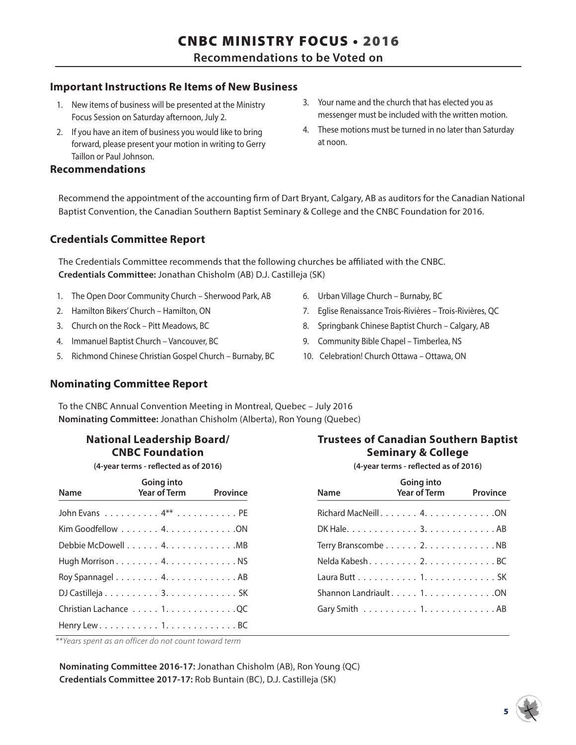# CNBC MINISTRY FOCUS • 2016

## Recommendations to be Voted on

### Important Instructions Re Items of New Business

1. New items of business will be presented at the Ministry Focus Session on Saturday afternoon, July 2.
2. If you have an item of business you would like to bring forward, please present your motion in writing to Gerry Taillon or Paul Johnson.
3. Your name and the church that has elected you as messenger must be included with the written motion.
4. These motions must be turned in no later than Saturday at noon.

### Recommendations

Recommend the appointment of the accounting firm of Dart Bryant, Calgary, AB as auditors for the Canadian National Baptist Convention, the Canadian Southern Baptist Seminary & College and the CNBC Foundation for 2016.

### Credentials Committee Report

The Credentials Committee recommends that the following churches be affiliated with the CNBC.
**Credentials Committee:** Jonathan Chisholm (AB) D.J. Castilleja (SK)

1. The Open Door Community Church – Sherwood Park, AB
2. Hamilton Bikers' Church – Hamilton, ON
3. Church on the Rock – Pitt Meadows, BC
4. Immanuel Baptist Church – Vancouver, BC
5. Richmond Chinese Christian Gospel Church – Burnaby, BC
6. Urban Village Church – Burnaby, BC
7. Eglise Renaissance Trois-Rivières – Trois-Rivières, QC
8. Springbank Chinese Baptist Church – Calgary, AB
9. Community Bible Chapel – Timberlea, NS
10. Celebration! Church Ottawa – Ottawa, ON

### Nominating Committee Report

To the CNBC Annual Convention Meeting in Montreal, Quebec – July 2016
**Nominating Committee:** Jonathan Chisholm (Alberta), Ron Young (Quebec)

#### National Leadership Board/ CNBC Foundation

**(4-year terms - reflected as of 2016)**

| Name | Going into Year of Term | Province |
|---|---|---|
| John Evans | 4** | PE |
| Kim Goodfellow | 4 | ON |
| Debbie McDowell | 4 | MB |
| Hugh Morrison | 4 | NS |
| Roy Spannagel | 4 | AB |
| DJ Castilleja | 3 | SK |
| Christian Lachance | 1 | QC |
| Henry Lew | 1 | BC |

*\*\*Years spent as an officer do not count toward term*

#### Trustees of Canadian Southern Baptist Seminary & College

**(4-year terms - reflected as of 2016)**

| Name | Going into Year of Term | Province |
|---|---|---|
| Richard MacNeill | 4 | ON |
| DK Hale | 3 | AB |
| Terry Branscombe | 2 | NB |
| Nelda Kabesh | 2 | BC |
| Laura Butt | 1 | SK |
| Shannon Landriault | 1 | ON |
| Gary Smith | 1 | AB |

**Nominating Committee 2016-17:** Jonathan Chisholm (AB), Ron Young (QC)
**Credentials Committee 2017-17:** Rob Buntain (BC), D.J. Castilleja (SK)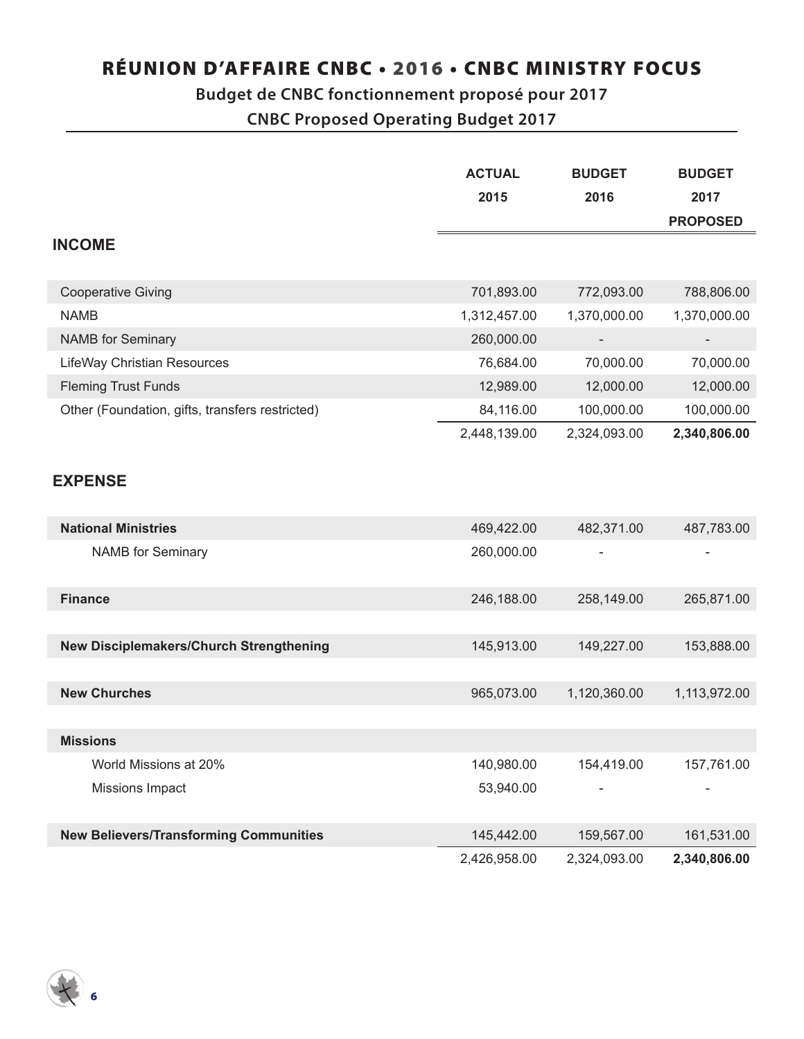# RÉUNION D'AFFAIRE CNBC • 2016 • CNBC MINISTRY FOCUS

## Budget de CNBC fonctionnement proposé pour 2017

## CNBC Proposed Operating Budget 2017

| | ACTUAL 2015 | BUDGET 2016 | BUDGET 2017 PROPOSED |
|---|---|---|---|
| **INCOME** | | | |
| Cooperative Giving | 701,893.00 | 772,093.00 | 788,806.00 |
| NAMB | 1,312,457.00 | 1,370,000.00 | 1,370,000.00 |
| NAMB for Seminary | 260,000.00 | - | - |
| LifeWay Christian Resources | 76,684.00 | 70,000.00 | 70,000.00 |
| Fleming Trust Funds | 12,989.00 | 12,000.00 | 12,000.00 |
| Other (Foundation, gifts, transfers restricted) | 84,116.00 | 100,000.00 | 100,000.00 |
| | 2,448,139.00 | 2,324,093.00 | **2,340,806.00** |
| **EXPENSE** | | | |
| **National Ministries** | 469,422.00 | 482,371.00 | 487,783.00 |
| NAMB for Seminary | 260,000.00 | - | - |
| **Finance** | 246,188.00 | 258,149.00 | 265,871.00 |
| **New Disciplemakers/Church Strengthening** | 145,913.00 | 149,227.00 | 153,888.00 |
| **New Churches** | 965,073.00 | 1,120,360.00 | 1,113,972.00 |
| **Missions** | | | |
| World Missions at 20% | 140,980.00 | 154,419.00 | 157,761.00 |
| Missions Impact | 53,940.00 | - | - |
| **New Believers/Transforming Communities** | 145,442.00 | 159,567.00 | 161,531.00 |
| | 2,426,958.00 | 2,324,093.00 | **2,340,806.00** |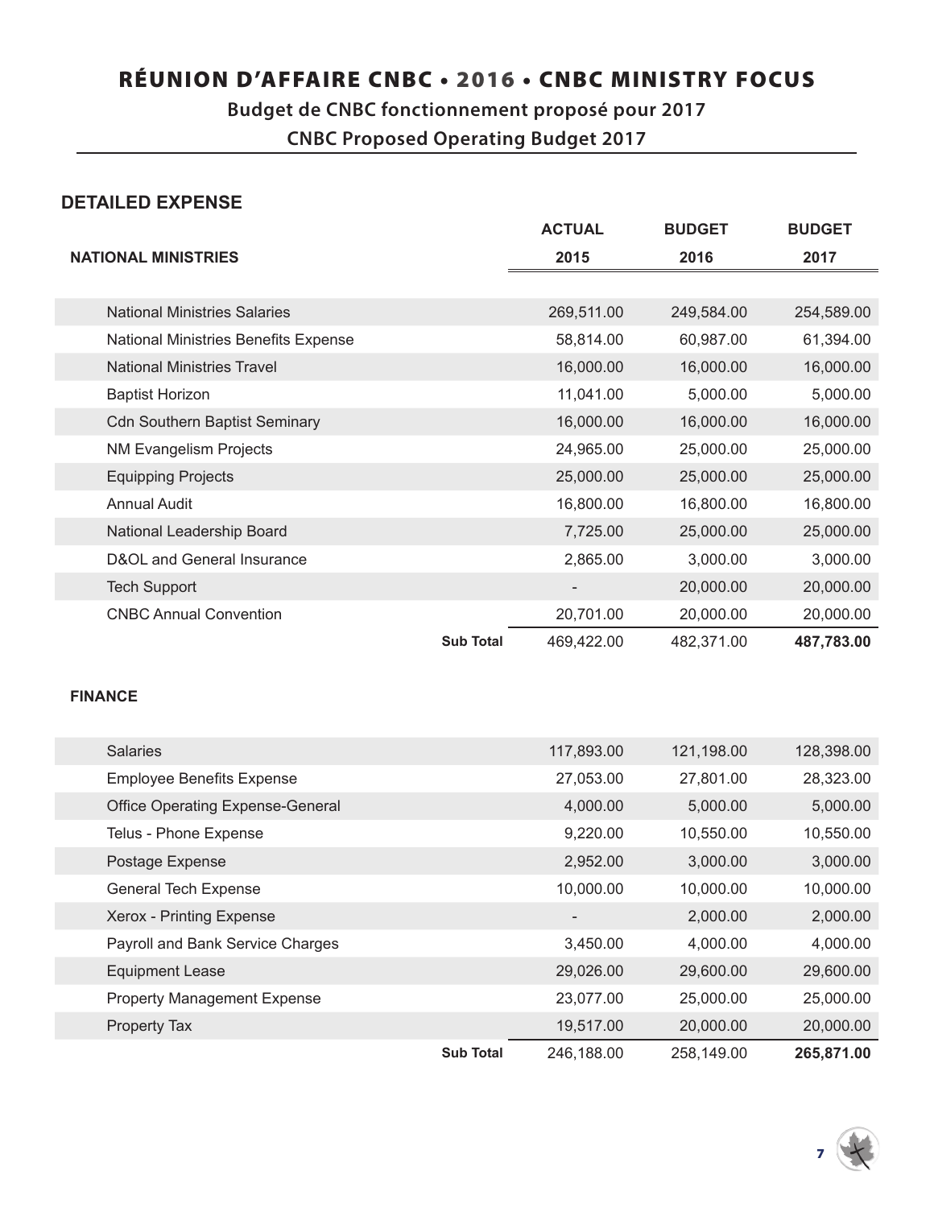# RÉUNION D'AFFAIRE CNBC • 2016 • CNBC MINISTRY FOCUS

## Budget de CNBC fonctionnement proposé pour 2017

## CNBC Proposed Operating Budget 2017

### DETAILED EXPENSE

| NATIONAL MINISTRIES | | ACTUAL 2015 | BUDGET 2016 | BUDGET 2017 |
|---|---|---|---|---|
| National Ministries Salaries | | 269,511.00 | 249,584.00 | 254,589.00 |
| National Ministries Benefits Expense | | 58,814.00 | 60,987.00 | 61,394.00 |
| National Ministries Travel | | 16,000.00 | 16,000.00 | 16,000.00 |
| Baptist Horizon | | 11,041.00 | 5,000.00 | 5,000.00 |
| Cdn Southern Baptist Seminary | | 16,000.00 | 16,000.00 | 16,000.00 |
| NM Evangelism Projects | | 24,965.00 | 25,000.00 | 25,000.00 |
| Equipping Projects | | 25,000.00 | 25,000.00 | 25,000.00 |
| Annual Audit | | 16,800.00 | 16,800.00 | 16,800.00 |
| National Leadership Board | | 7,725.00 | 25,000.00 | 25,000.00 |
| D&OL and General Insurance | | 2,865.00 | 3,000.00 | 3,000.00 |
| Tech Support | | - | 20,000.00 | 20,000.00 |
| CNBC Annual Convention | | 20,701.00 | 20,000.00 | 20,000.00 |
| | **Sub Total** | 469,422.00 | 482,371.00 | **487,783.00** |

| FINANCE | | ACTUAL 2015 | BUDGET 2016 | BUDGET 2017 |
|---|---|---|---|---|
| Salaries | | 117,893.00 | 121,198.00 | 128,398.00 |
| Employee Benefits Expense | | 27,053.00 | 27,801.00 | 28,323.00 |
| Office Operating Expense-General | | 4,000.00 | 5,000.00 | 5,000.00 |
| Telus - Phone Expense | | 9,220.00 | 10,550.00 | 10,550.00 |
| Postage Expense | | 2,952.00 | 3,000.00 | 3,000.00 |
| General Tech Expense | | 10,000.00 | 10,000.00 | 10,000.00 |
| Xerox - Printing Expense | | - | 2,000.00 | 2,000.00 |
| Payroll and Bank Service Charges | | 3,450.00 | 4,000.00 | 4,000.00 |
| Equipment Lease | | 29,026.00 | 29,600.00 | 29,600.00 |
| Property Management Expense | | 23,077.00 | 25,000.00 | 25,000.00 |
| Property Tax | | 19,517.00 | 20,000.00 | 20,000.00 |
| | **Sub Total** | 246,188.00 | 258,149.00 | **265,871.00** |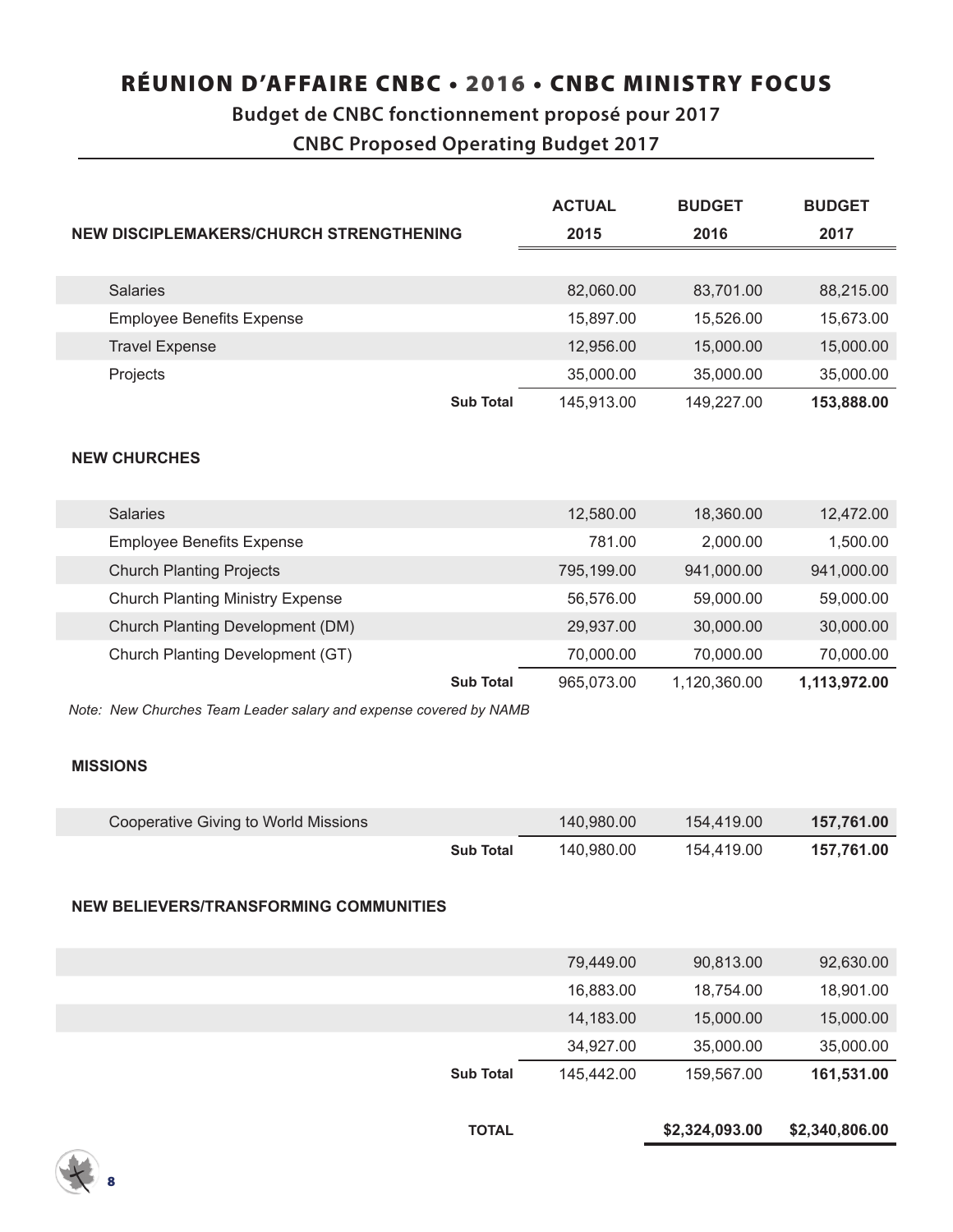# RÉUNION D'AFFAIRE CNBC • 2016 • CNBC MINISTRY FOCUS

## Budget de CNBC fonctionnement proposé pour 2017

## CNBC Proposed Operating Budget 2017

| NEW DISCIPLEMAKERS/CHURCH STRENGTHENING | | ACTUAL 2015 | BUDGET 2016 | BUDGET 2017 |
|---|---|---|---|---|
| Salaries | | 82,060.00 | 83,701.00 | 88,215.00 |
| Employee Benefits Expense | | 15,897.00 | 15,526.00 | 15,673.00 |
| Travel Expense | | 12,956.00 | 15,000.00 | 15,000.00 |
| Projects | | 35,000.00 | 35,000.00 | 35,000.00 |
| | **Sub Total** | 145,913.00 | 149,227.00 | **153,888.00** |

**NEW CHURCHES**

| | | | | |
|---|---|---|---|---|
| Salaries | | 12,580.00 | 18,360.00 | 12,472.00 |
| Employee Benefits Expense | | 781.00 | 2,000.00 | 1,500.00 |
| Church Planting Projects | | 795,199.00 | 941,000.00 | 941,000.00 |
| Church Planting Ministry Expense | | 56,576.00 | 59,000.00 | 59,000.00 |
| Church Planting Development (DM) | | 29,937.00 | 30,000.00 | 30,000.00 |
| Church Planting Development (GT) | | 70,000.00 | 70,000.00 | 70,000.00 |
| | **Sub Total** | 965,073.00 | 1,120,360.00 | **1,113,972.00** |

*Note: New Churches Team Leader salary and expense covered by NAMB*

**MISSIONS**

| | | | | |
|---|---|---|---|---|
| Cooperative Giving to World Missions | | 140,980.00 | 154,419.00 | **157,761.00** |
| | **Sub Total** | 140,980.00 | 154,419.00 | **157,761.00** |

**NEW BELIEVERS/TRANSFORMING COMMUNITIES**

| | | | | |
|---|---|---|---|---|
| | | 79,449.00 | 90,813.00 | 92,630.00 |
| | | 16,883.00 | 18,754.00 | 18,901.00 |
| | | 14,183.00 | 15,000.00 | 15,000.00 |
| | | 34,927.00 | 35,000.00 | 35,000.00 |
| | **Sub Total** | 145,442.00 | 159,567.00 | **161,531.00** |
| | **TOTAL** | | **$2,324,093.00** | **$2,340,806.00** |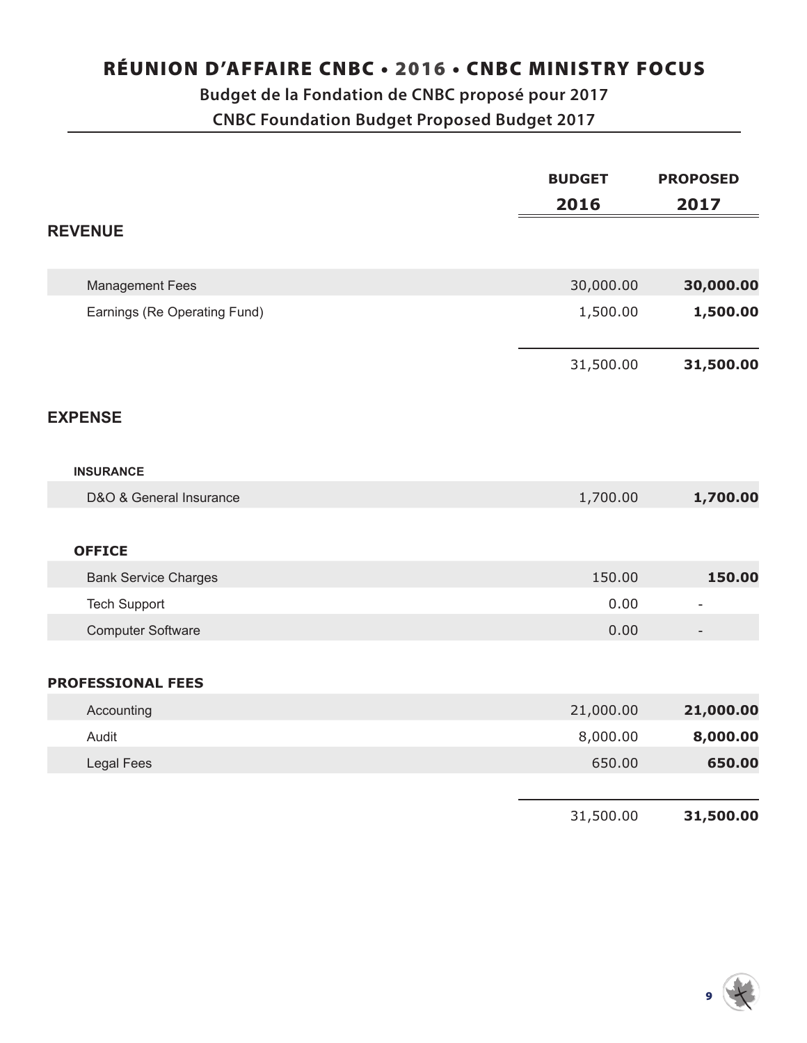# RÉUNION D'AFFAIRE CNBC • 2016 • CNBC MINISTRY FOCUS

## Budget de la Fondation de CNBC proposé pour 2017

## CNBC Foundation Budget Proposed Budget 2017

| | BUDGET 2016 | PROPOSED 2017 |
|---|---|---|
| **REVENUE** | | |
| Management Fees | 30,000.00 | **30,000.00** |
| Earnings (Re Operating Fund) | 1,500.00 | **1,500.00** |
| | 31,500.00 | **31,500.00** |
| **EXPENSE** | | |
| **INSURANCE** | | |
| D&O & General Insurance | 1,700.00 | **1,700.00** |
| **OFFICE** | | |
| Bank Service Charges | 150.00 | **150.00** |
| Tech Support | 0.00 | - |
| Computer Software | 0.00 | - |
| **PROFESSIONAL FEES** | | |
| Accounting | 21,000.00 | **21,000.00** |
| Audit | 8,000.00 | **8,000.00** |
| Legal Fees | 650.00 | **650.00** |
| | 31,500.00 | **31,500.00** |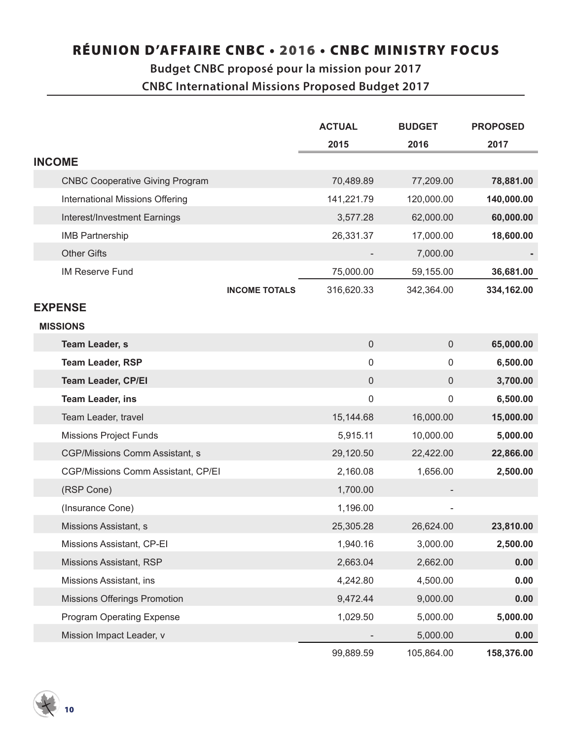## RÉUNION D'AFFAIRE CNBC • 2016 • CNBC MINISTRY FOCUS

### Budget CNBC proposé pour la mission pour 2017

### CNBC International Missions Proposed Budget 2017

| | ACTUAL 2015 | BUDGET 2016 | PROPOSED 2017 |
|---|---|---|---|
| **INCOME** | | | |
| CNBC Cooperative Giving Program | 70,489.89 | 77,209.00 | **78,881.00** |
| International Missions Offering | 141,221.79 | 120,000.00 | **140,000.00** |
| Interest/Investment Earnings | 3,577.28 | 62,000.00 | **60,000.00** |
| IMB Partnership | 26,331.37 | 17,000.00 | **18,600.00** |
| Other Gifts | - | 7,000.00 | **-** |
| IM Reserve Fund | 75,000.00 | 59,155.00 | **36,681.00** |
| **INCOME TOTALS** | 316,620.33 | 342,364.00 | **334,162.00** |
| **EXPENSE** | | | |
| **MISSIONS** | | | |
| **Team Leader, s** | 0 | 0 | **65,000.00** |
| **Team Leader, RSP** | 0 | 0 | **6,500.00** |
| **Team Leader, CP/EI** | 0 | 0 | **3,700.00** |
| **Team Leader, ins** | 0 | 0 | **6,500.00** |
| Team Leader, travel | 15,144.68 | 16,000.00 | **15,000.00** |
| Missions Project Funds | 5,915.11 | 10,000.00 | **5,000.00** |
| CGP/Missions Comm Assistant, s | 29,120.50 | 22,422.00 | **22,866.00** |
| CGP/Missions Comm Assistant, CP/EI | 2,160.08 | 1,656.00 | **2,500.00** |
| (RSP Cone) | 1,700.00 | - | |
| (Insurance Cone) | 1,196.00 | - | |
| Missions Assistant, s | 25,305.28 | 26,624.00 | **23,810.00** |
| Missions Assistant, CP-EI | 1,940.16 | 3,000.00 | **2,500.00** |
| Missions Assistant, RSP | 2,663.04 | 2,662.00 | **0.00** |
| Missions Assistant, ins | 4,242.80 | 4,500.00 | **0.00** |
| Missions Offerings Promotion | 9,472.44 | 9,000.00 | **0.00** |
| Program Operating Expense | 1,029.50 | 5,000.00 | **5,000.00** |
| Mission Impact Leader, v | - | 5,000.00 | **0.00** |
| | 99,889.59 | 105,864.00 | **158,376.00** |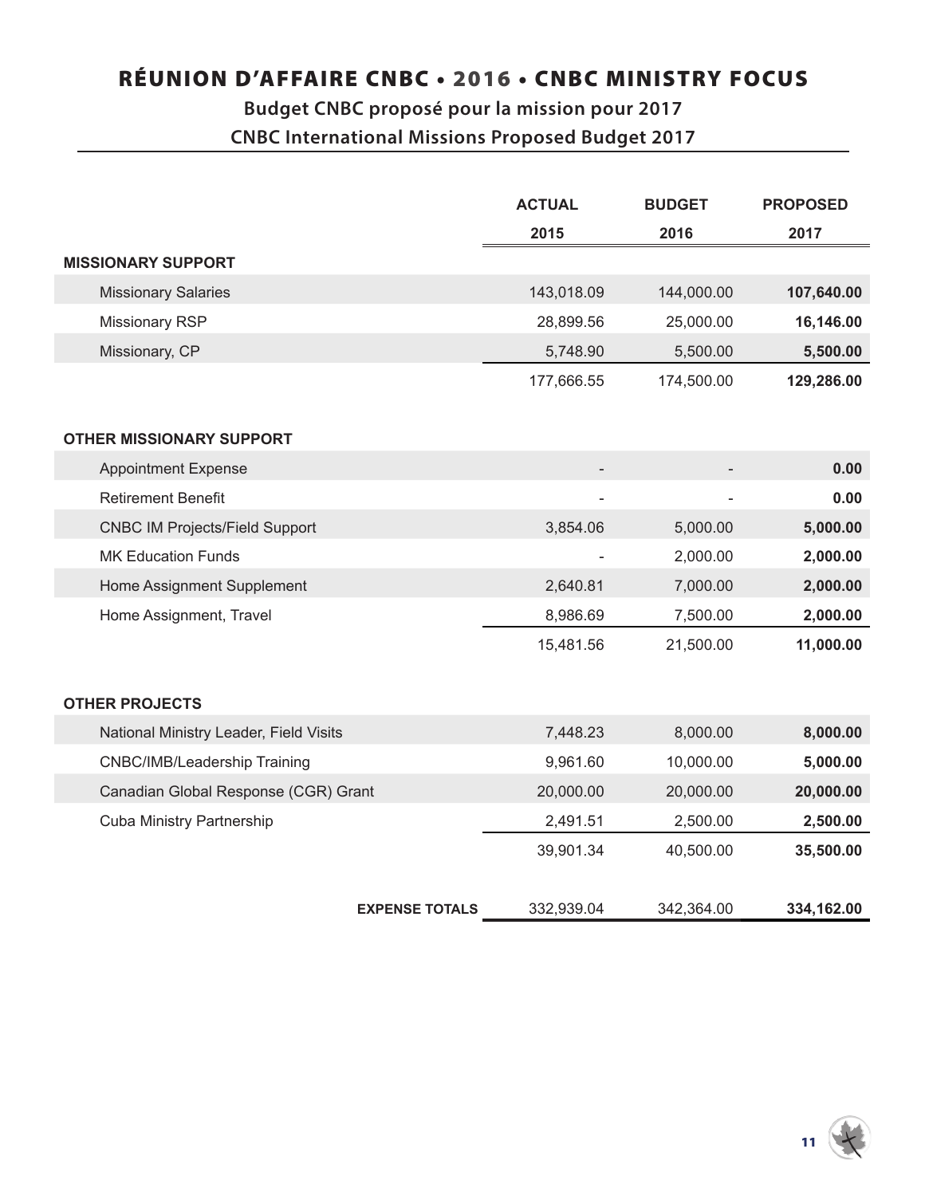# RÉUNION D'AFFAIRE CNBC • 2016 • CNBC MINISTRY FOCUS

## Budget CNBC proposé pour la mission pour 2017

## CNBC International Missions Proposed Budget 2017

| | ACTUAL 2015 | BUDGET 2016 | PROPOSED 2017 |
|---|---|---|---|
| **MISSIONARY SUPPORT** | | | |
| Missionary Salaries | 143,018.09 | 144,000.00 | **107,640.00** |
| Missionary RSP | 28,899.56 | 25,000.00 | **16,146.00** |
| Missionary, CP | 5,748.90 | 5,500.00 | **5,500.00** |
| | 177,666.55 | 174,500.00 | **129,286.00** |
| **OTHER MISSIONARY SUPPORT** | | | |
| Appointment Expense | - | - | **0.00** |
| Retirement Benefit | - | - | **0.00** |
| CNBC IM Projects/Field Support | 3,854.06 | 5,000.00 | **5,000.00** |
| MK Education Funds | - | 2,000.00 | **2,000.00** |
| Home Assignment Supplement | 2,640.81 | 7,000.00 | **2,000.00** |
| Home Assignment, Travel | 8,986.69 | 7,500.00 | **2,000.00** |
| | 15,481.56 | 21,500.00 | **11,000.00** |
| **OTHER PROJECTS** | | | |
| National Ministry Leader, Field Visits | 7,448.23 | 8,000.00 | **8,000.00** |
| CNBC/IMB/Leadership Training | 9,961.60 | 10,000.00 | **5,000.00** |
| Canadian Global Response (CGR) Grant | 20,000.00 | 20,000.00 | **20,000.00** |
| Cuba Ministry Partnership | 2,491.51 | 2,500.00 | **2,500.00** |
| | 39,901.34 | 40,500.00 | **35,500.00** |
| **EXPENSE TOTALS** | 332,939.04 | 342,364.00 | **334,162.00** |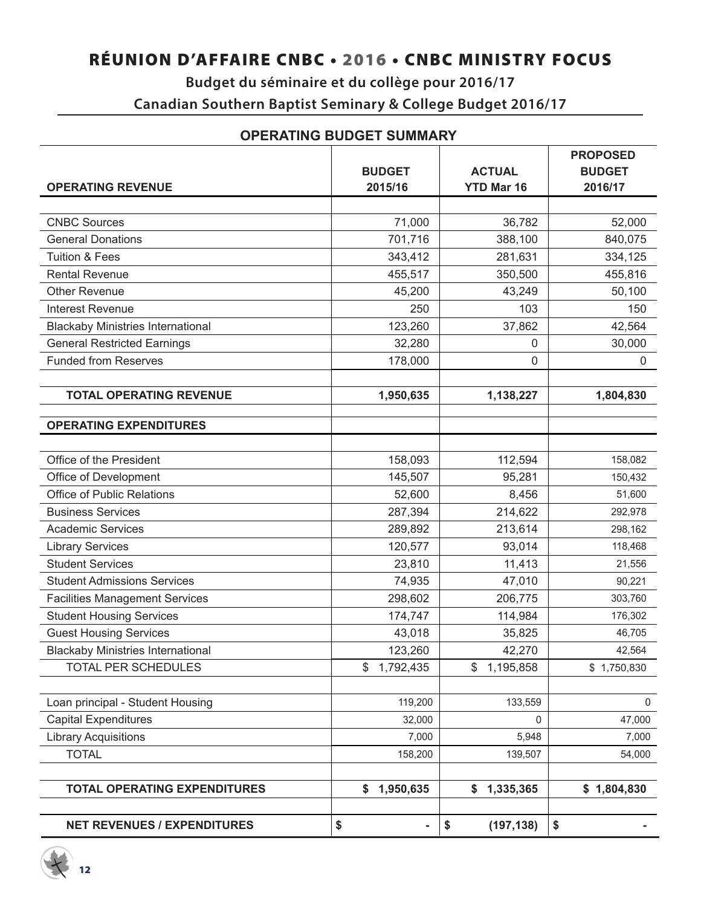# RÉUNION D'AFFAIRE CNBC • 2016 • CNBC MINISTRY FOCUS

## Budget du séminaire et du collège pour 2016/17

## Canadian Southern Baptist Seminary & College Budget 2016/17

### OPERATING BUDGET SUMMARY

| OPERATING REVENUE | BUDGET 2015/16 | ACTUAL YTD Mar 16 | PROPOSED BUDGET 2016/17 |
|---|---|---|---|
| CNBC Sources | 71,000 | 36,782 | 52,000 |
| General Donations | 701,716 | 388,100 | 840,075 |
| Tuition & Fees | 343,412 | 281,631 | 334,125 |
| Rental Revenue | 455,517 | 350,500 | 455,816 |
| Other Revenue | 45,200 | 43,249 | 50,100 |
| Interest Revenue | 250 | 103 | 150 |
| Blackaby Ministries International | 123,260 | 37,862 | 42,564 |
| General Restricted Earnings | 32,280 | 0 | 30,000 |
| Funded from Reserves | 178,000 | 0 | 0 |
| **TOTAL OPERATING REVENUE** | **1,950,635** | **1,138,227** | **1,804,830** |
| **OPERATING EXPENDITURES** | | | |
| Office of the President | 158,093 | 112,594 | 158,082 |
| Office of Development | 145,507 | 95,281 | 150,432 |
| Office of Public Relations | 52,600 | 8,456 | 51,600 |
| Business Services | 287,394 | 214,622 | 292,978 |
| Academic Services | 289,892 | 213,614 | 298,162 |
| Library Services | 120,577 | 93,014 | 118,468 |
| Student Services | 23,810 | 11,413 | 21,556 |
| Student Admissions Services | 74,935 | 47,010 | 90,221 |
| Facilities Management Services | 298,602 | 206,775 | 303,760 |
| Student Housing Services | 174,747 | 114,984 | 176,302 |
| Guest Housing Services | 43,018 | 35,825 | 46,705 |
| Blackaby Ministries International | 123,260 | 42,270 | 42,564 |
| TOTAL PER SCHEDULES | $ 1,792,435 | $ 1,195,858 | $ 1,750,830 |
| Loan principal - Student Housing | 119,200 | 133,559 | 0 |
| Capital Expenditures | 32,000 | 0 | 47,000 |
| Library Acquisitions | 7,000 | 5,948 | 7,000 |
| TOTAL | 158,200 | 139,507 | 54,000 |
| **TOTAL OPERATING EXPENDITURES** | **$ 1,950,635** | **$ 1,335,365** | **$ 1,804,830** |
| **NET REVENUES / EXPENDITURES** | **$ -** | **$ (197,138)** | **$ -** |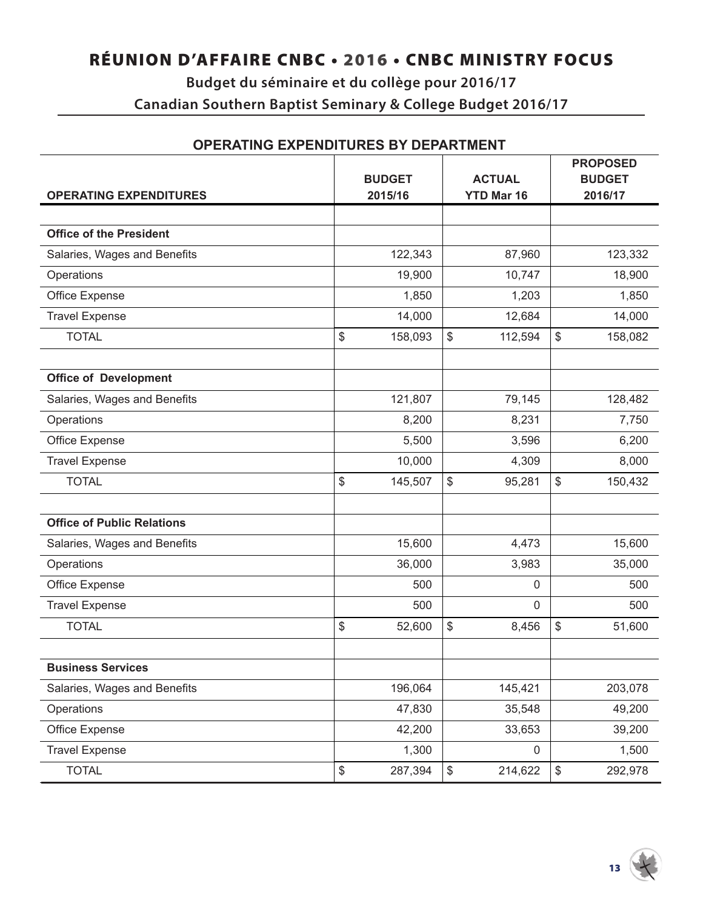# RÉUNION D'AFFAIRE CNBC • 2016 • CNBC MINISTRY FOCUS

## Budget du séminaire et du collège pour 2016/17

## Canadian Southern Baptist Seminary & College Budget 2016/17

### OPERATING EXPENDITURES BY DEPARTMENT

| OPERATING EXPENDITURES | BUDGET 2015/16 | ACTUAL YTD Mar 16 | PROPOSED BUDGET 2016/17 |
|---|---|---|---|
| | | | |
| **Office of the President** | | | |
| Salaries, Wages and Benefits | 122,343 | 87,960 | 123,332 |
| Operations | 19,900 | 10,747 | 18,900 |
| Office Expense | 1,850 | 1,203 | 1,850 |
| Travel Expense | 14,000 | 12,684 | 14,000 |
| TOTAL | $ 158,093 | $ 112,594 | $ 158,082 |
| | | | |
| **Office of Development** | | | |
| Salaries, Wages and Benefits | 121,807 | 79,145 | 128,482 |
| Operations | 8,200 | 8,231 | 7,750 |
| Office Expense | 5,500 | 3,596 | 6,200 |
| Travel Expense | 10,000 | 4,309 | 8,000 |
| TOTAL | $ 145,507 | $ 95,281 | $ 150,432 |
| | | | |
| **Office of Public Relations** | | | |
| Salaries, Wages and Benefits | 15,600 | 4,473 | 15,600 |
| Operations | 36,000 | 3,983 | 35,000 |
| Office Expense | 500 | 0 | 500 |
| Travel Expense | 500 | 0 | 500 |
| TOTAL | $ 52,600 | $ 8,456 | $ 51,600 |
| | | | |
| **Business Services** | | | |
| Salaries, Wages and Benefits | 196,064 | 145,421 | 203,078 |
| Operations | 47,830 | 35,548 | 49,200 |
| Office Expense | 42,200 | 33,653 | 39,200 |
| Travel Expense | 1,300 | 0 | 1,500 |
| TOTAL | $ 287,394 | $ 214,622 | $ 292,978 |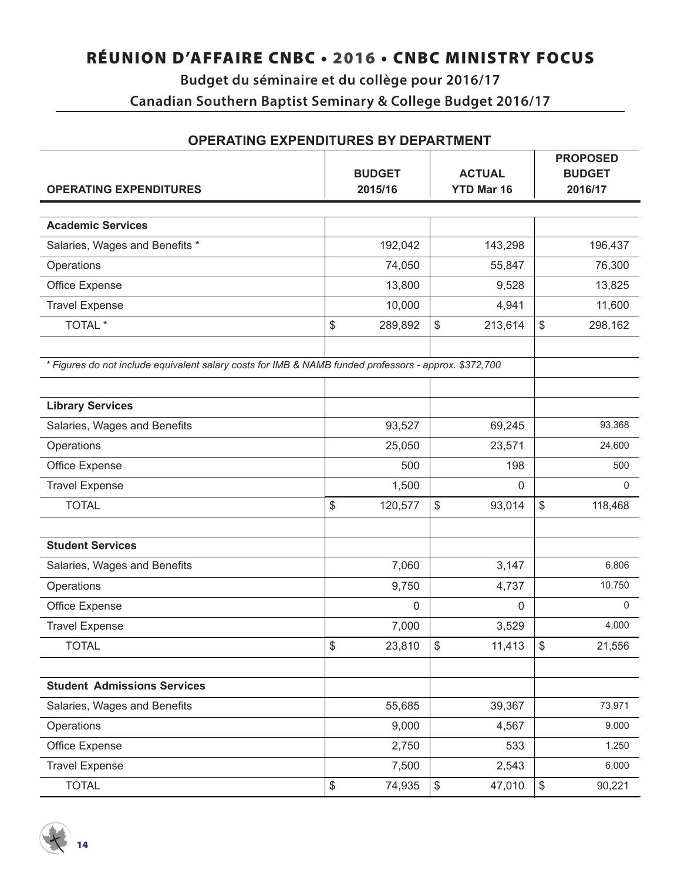# RÉUNION D'AFFAIRE CNBC • 2016 • CNBC MINISTRY FOCUS

## Budget du séminaire et du collège pour 2016/17

## Canadian Southern Baptist Seminary & College Budget 2016/17

### OPERATING EXPENDITURES BY DEPARTMENT

| OPERATING EXPENDITURES | BUDGET 2015/16 | ACTUAL YTD Mar 16 | PROPOSED BUDGET 2016/17 |
|---|---|---|---|
| **Academic Services** | | | |
| Salaries, Wages and Benefits * | 192,042 | 143,298 | 196,437 |
| Operations | 74,050 | 55,847 | 76,300 |
| Office Expense | 13,800 | 9,528 | 13,825 |
| Travel Expense | 10,000 | 4,941 | 11,600 |
| TOTAL * | $ 289,892 | $ 213,614 | $ 298,162 |
| | | | |
| *\* Figures do not include equivalent salary costs for IMB & NAMB funded professors - approx. $372,700* | | | |
| | | | |
| **Library Services** | | | |
| Salaries, Wages and Benefits | 93,527 | 69,245 | 93,368 |
| Operations | 25,050 | 23,571 | 24,600 |
| Office Expense | 500 | 198 | 500 |
| Travel Expense | 1,500 | 0 | 0 |
| TOTAL | $ 120,577 | $ 93,014 | $ 118,468 |
| | | | |
| **Student Services** | | | |
| Salaries, Wages and Benefits | 7,060 | 3,147 | 6,806 |
| Operations | 9,750 | 4,737 | 10,750 |
| Office Expense | 0 | 0 | 0 |
| Travel Expense | 7,000 | 3,529 | 4,000 |
| TOTAL | $ 23,810 | $ 11,413 | $ 21,556 |
| | | | |
| **Student Admissions Services** | | | |
| Salaries, Wages and Benefits | 55,685 | 39,367 | 73,971 |
| Operations | 9,000 | 4,567 | 9,000 |
| Office Expense | 2,750 | 533 | 1,250 |
| Travel Expense | 7,500 | 2,543 | 6,000 |
| TOTAL | $ 74,935 | $ 47,010 | $ 90,221 |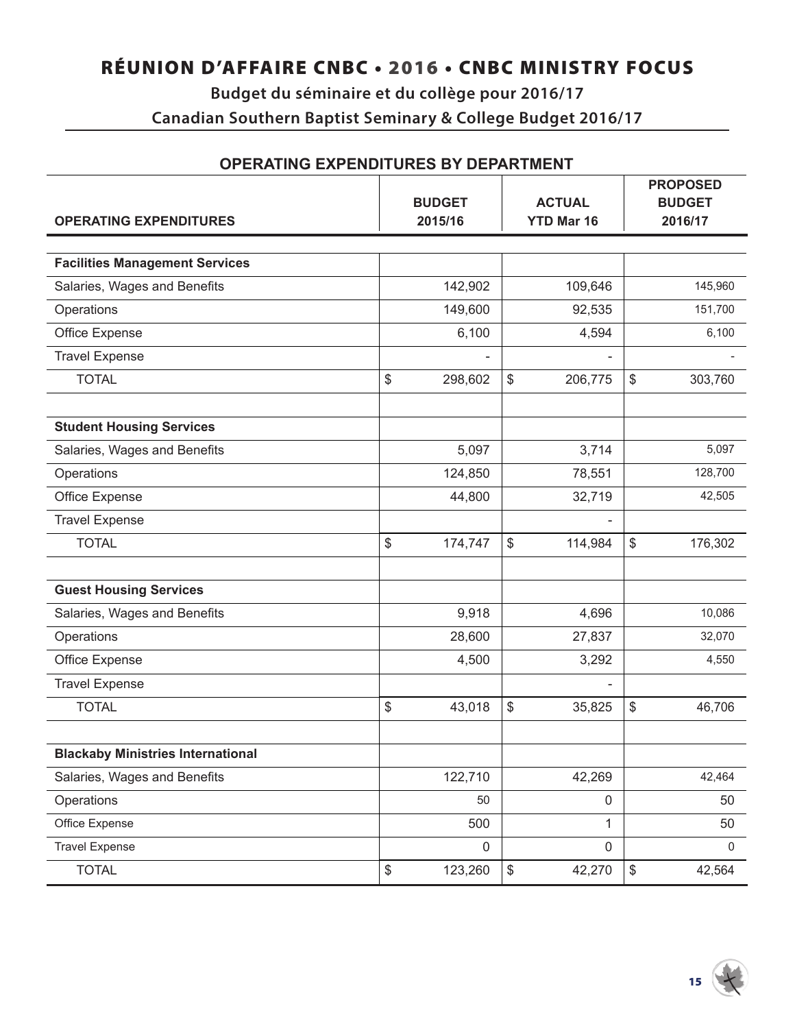# RÉUNION D'AFFAIRE CNBC • 2016 • CNBC MINISTRY FOCUS

## Budget du séminaire et du collège pour 2016/17

## Canadian Southern Baptist Seminary & College Budget 2016/17

### OPERATING EXPENDITURES BY DEPARTMENT

| OPERATING EXPENDITURES | BUDGET 2015/16 | ACTUAL YTD Mar 16 | PROPOSED BUDGET 2016/17 |
|---|---|---|---|
| **Facilities Management Services** | | | |
| Salaries, Wages and Benefits | 142,902 | 109,646 | 145,960 |
| Operations | 149,600 | 92,535 | 151,700 |
| Office Expense | 6,100 | 4,594 | 6,100 |
| Travel Expense | - | - | - |
| TOTAL | $ 298,602 | $ 206,775 | $ 303,760 |
| | | | |
| **Student Housing Services** | | | |
| Salaries, Wages and Benefits | 5,097 | 3,714 | 5,097 |
| Operations | 124,850 | 78,551 | 128,700 |
| Office Expense | 44,800 | 32,719 | 42,505 |
| Travel Expense | | - | |
| TOTAL | $ 174,747 | $ 114,984 | $ 176,302 |
| | | | |
| **Guest Housing Services** | | | |
| Salaries, Wages and Benefits | 9,918 | 4,696 | 10,086 |
| Operations | 28,600 | 27,837 | 32,070 |
| Office Expense | 4,500 | 3,292 | 4,550 |
| Travel Expense | | - | |
| TOTAL | $ 43,018 | $ 35,825 | $ 46,706 |
| | | | |
| **Blackaby Ministries International** | | | |
| Salaries, Wages and Benefits | 122,710 | 42,269 | 42,464 |
| Operations | 50 | 0 | 50 |
| Office Expense | 500 | 1 | 50 |
| Travel Expense | 0 | 0 | 0 |
| TOTAL | $ 123,260 | $ 42,270 | $ 42,564 |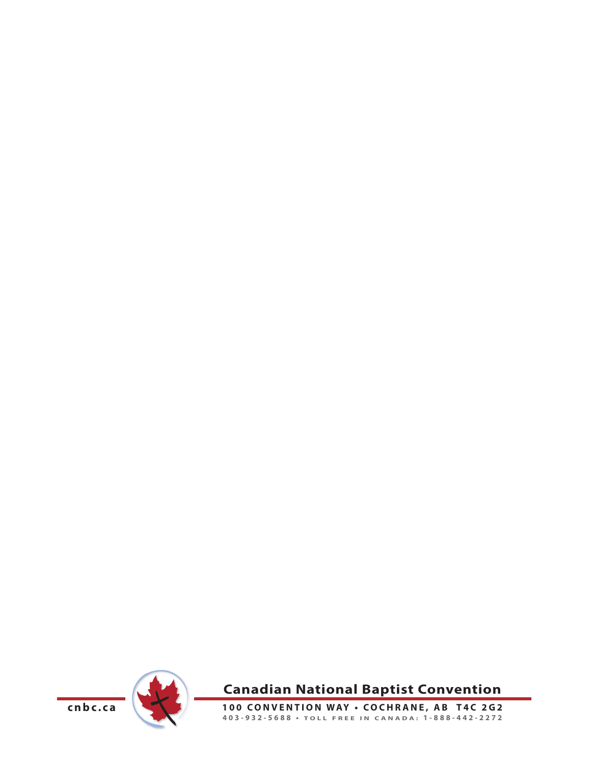cnbc.ca

**Canadian National Baptist Convention**

100 CONVENTION WAY • COCHRANE, AB T4C 2G2

403-932-5688 • TOLL FREE IN CANADA: 1-888-442-2272